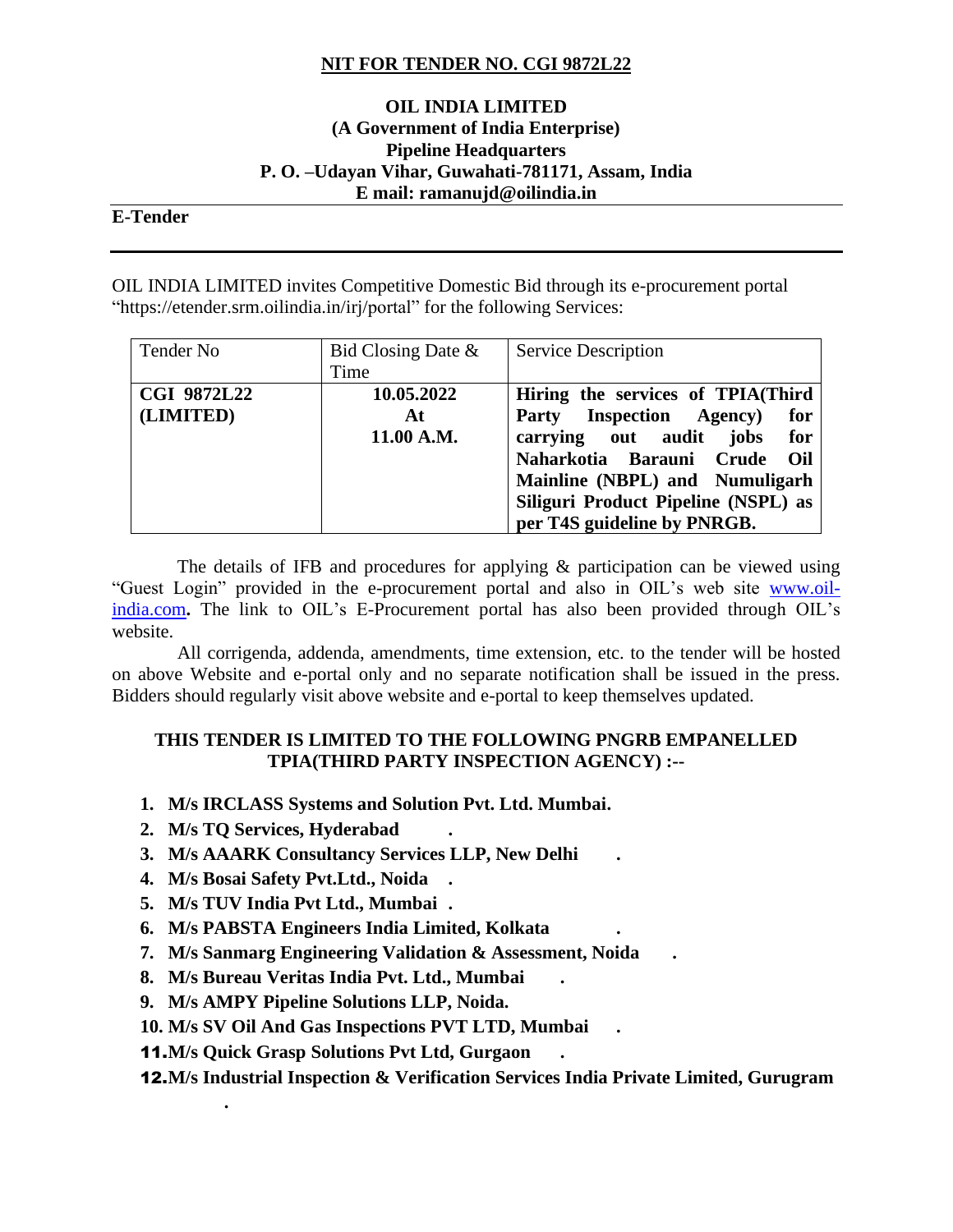**NIT FOR TENDER NO. CGI 9872L22**

**OIL INDIA LIMITED**
**(A Government of India Enterprise)**
**Pipeline Headquarters**
**P. O. –Udayan Vihar, Guwahati-781171, Assam, India**
**E mail: ramanujd@oilindia.in**

**E-Tender**

OIL INDIA LIMITED invites Competitive Domestic Bid through its e-procurement portal "https://etender.srm.oilindia.in/irj/portal" for the following Services:

| Tender No | Bid Closing Date & Time | Service Description |
|---|---|---|
| **CGI 9872L22 (LIMITED)** | **10.05.2022 At 11.00 A.M.** | **Hiring the services of TPIA(Third Party Inspection Agency) for carrying out audit jobs for Naharkotia Barauni Crude Oil Mainline (NBPL) and Numuligarh Siliguri Product Pipeline (NSPL) as per T4S guideline by PNRGB.** |

The details of IFB and procedures for applying & participation can be viewed using "Guest Login" provided in the e-procurement portal and also in OIL's web site www.oil-india.com**.** The link to OIL's E-Procurement portal has also been provided through OIL's website.

All corrigenda, addenda, amendments, time extension, etc. to the tender will be hosted on above Website and e-portal only and no separate notification shall be issued in the press. Bidders should regularly visit above website and e-portal to keep themselves updated.

**THIS TENDER IS LIMITED TO THE FOLLOWING PNGRB EMPANELLED TPIA(THIRD PARTY INSPECTION AGENCY) :--**

1. **M/s IRCLASS Systems and Solution Pvt. Ltd. Mumbai.**
2. **M/s TQ Services, Hyderabad .**
3. **M/s AAARK Consultancy Services LLP, New Delhi .**
4. **M/s Bosai Safety Pvt.Ltd., Noida .**
5. **M/s TUV India Pvt Ltd., Mumbai .**
6. **M/s PABSTA Engineers India Limited, Kolkata .**
7. **M/s Sanmarg Engineering Validation & Assessment, Noida .**
8. **M/s Bureau Veritas India Pvt. Ltd., Mumbai .**
9. **M/s AMPY Pipeline Solutions LLP, Noida.**
10. **M/s SV Oil And Gas Inspections PVT LTD, Mumbai .**
11. **M/s Quick Grasp Solutions Pvt Ltd, Gurgaon .**
12. **M/s Industrial Inspection & Verification Services India Private Limited, Gurugram .**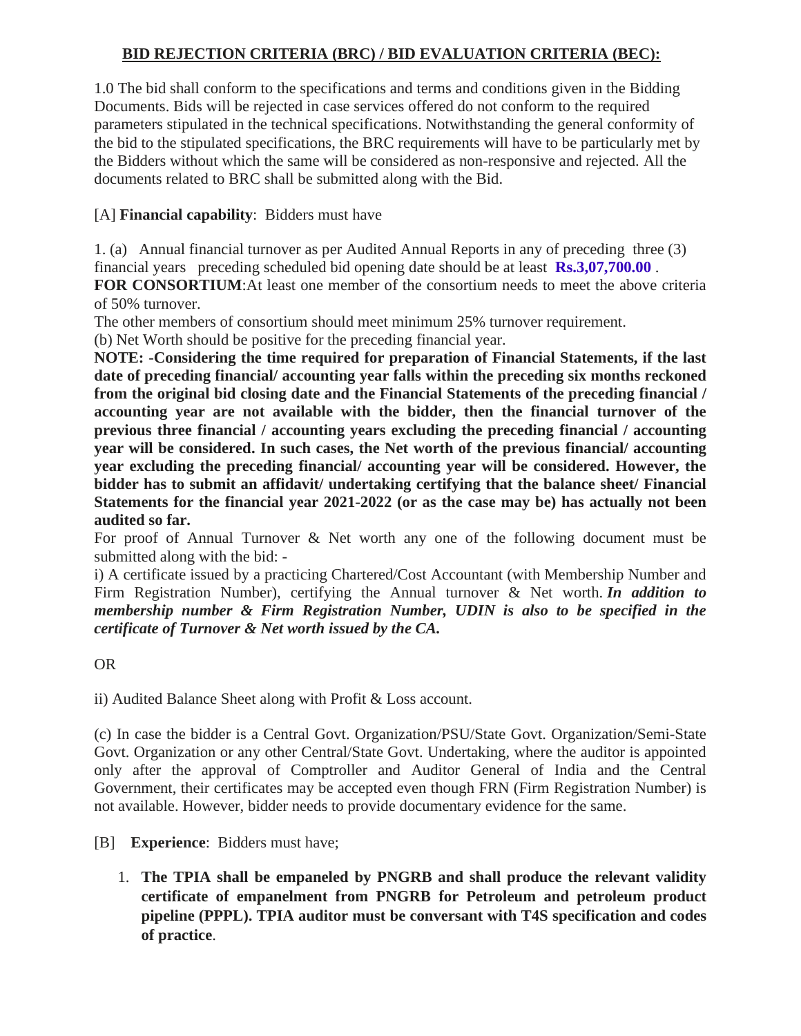## BID REJECTION CRITERIA (BRC) / BID EVALUATION CRITERIA (BEC):

1.0 The bid shall conform to the specifications and terms and conditions given in the Bidding Documents. Bids will be rejected in case services offered do not conform to the required parameters stipulated in the technical specifications. Notwithstanding the general conformity of the bid to the stipulated specifications, the BRC requirements will have to be particularly met by the Bidders without which the same will be considered as non-responsive and rejected. All the documents related to BRC shall be submitted along with the Bid.

[A] **Financial capability**: Bidders must have

1. (a) Annual financial turnover as per Audited Annual Reports in any of preceding three (3) financial years preceding scheduled bid opening date should be at least **Rs.3,07,700.00** .

**FOR CONSORTIUM**:At least one member of the consortium needs to meet the above criteria of 50% turnover.

The other members of consortium should meet minimum 25% turnover requirement.

(b) Net Worth should be positive for the preceding financial year.

**NOTE: -Considering the time required for preparation of Financial Statements, if the last date of preceding financial/ accounting year falls within the preceding six months reckoned from the original bid closing date and the Financial Statements of the preceding financial / accounting year are not available with the bidder, then the financial turnover of the previous three financial / accounting years excluding the preceding financial / accounting year will be considered. In such cases, the Net worth of the previous financial/ accounting year excluding the preceding financial/ accounting year will be considered. However, the bidder has to submit an affidavit/ undertaking certifying that the balance sheet/ Financial Statements for the financial year 2021-2022 (or as the case may be) has actually not been audited so far.**

For proof of Annual Turnover & Net worth any one of the following document must be submitted along with the bid: -

i) A certificate issued by a practicing Chartered/Cost Accountant (with Membership Number and Firm Registration Number), certifying the Annual turnover & Net worth. ***In addition to membership number & Firm Registration Number, UDIN is also to be specified in the certificate of Turnover & Net worth issued by the CA.***

OR

ii) Audited Balance Sheet along with Profit & Loss account.

(c) In case the bidder is a Central Govt. Organization/PSU/State Govt. Organization/Semi-State Govt. Organization or any other Central/State Govt. Undertaking, where the auditor is appointed only after the approval of Comptroller and Auditor General of India and the Central Government, their certificates may be accepted even though FRN (Firm Registration Number) is not available. However, bidder needs to provide documentary evidence for the same.

[B] **Experience**: Bidders must have;

1. **The TPIA shall be empaneled by PNGRB and shall produce the relevant validity certificate of empanelment from PNGRB for Petroleum and petroleum product pipeline (PPPL). TPIA auditor must be conversant with T4S specification and codes of practice**.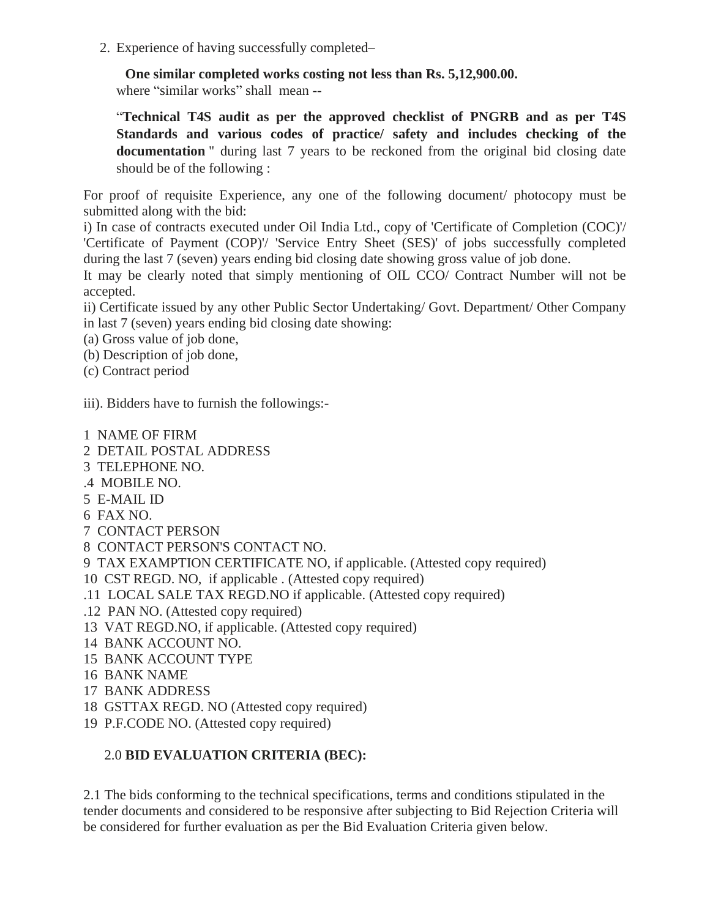2. Experience of having successfully completed–

   **One similar completed works costing not less than Rs. 5,12,900.00.**
   where "similar works" shall mean --

   "**Technical T4S audit as per the approved checklist of PNGRB and as per T4S Standards and various codes of practice/ safety and includes checking of the documentation** " during last 7 years to be reckoned from the original bid closing date should be of the following :

For proof of requisite Experience, any one of the following document/ photocopy must be submitted along with the bid:

i) In case of contracts executed under Oil India Ltd., copy of 'Certificate of Completion (COC)'/ 'Certificate of Payment (COP)'/ 'Service Entry Sheet (SES)' of jobs successfully completed during the last 7 (seven) years ending bid closing date showing gross value of job done.

It may be clearly noted that simply mentioning of OIL CCO/ Contract Number will not be accepted.

ii) Certificate issued by any other Public Sector Undertaking/ Govt. Department/ Other Company in last 7 (seven) years ending bid closing date showing:

(a) Gross value of job done,

(b) Description of job done,

(c) Contract period

iii). Bidders have to furnish the followings:-

1 NAME OF FIRM
2 DETAIL POSTAL ADDRESS
3 TELEPHONE NO.
.4 MOBILE NO.
5 E-MAIL ID
6 FAX NO.
7 CONTACT PERSON
8 CONTACT PERSON'S CONTACT NO.
9 TAX EXAMPTION CERTIFICATE NO, if applicable. (Attested copy required)
10 CST REGD. NO, if applicable . (Attested copy required)
.11 LOCAL SALE TAX REGD.NO if applicable. (Attested copy required)
.12 PAN NO. (Attested copy required)
13 VAT REGD.NO, if applicable. (Attested copy required)
14 BANK ACCOUNT NO.
15 BANK ACCOUNT TYPE
16 BANK NAME
17 BANK ADDRESS
18 GSTTAX REGD. NO (Attested copy required)
19 P.F.CODE NO. (Attested copy required)

## 2.0 BID EVALUATION CRITERIA (BEC):

2.1 The bids conforming to the technical specifications, terms and conditions stipulated in the tender documents and considered to be responsive after subjecting to Bid Rejection Criteria will be considered for further evaluation as per the Bid Evaluation Criteria given below.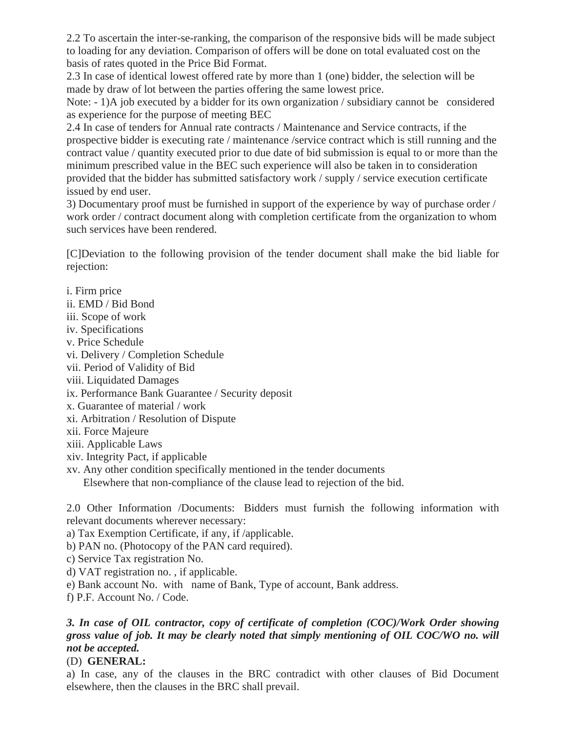2.2 To ascertain the inter-se-ranking, the comparison of the responsive bids will be made subject to loading for any deviation. Comparison of offers will be done on total evaluated cost on the basis of rates quoted in the Price Bid Format.

2.3 In case of identical lowest offered rate by more than 1 (one) bidder, the selection will be made by draw of lot between the parties offering the same lowest price.

Note: - 1)A job executed by a bidder for its own organization / subsidiary cannot be considered as experience for the purpose of meeting BEC

2.4 In case of tenders for Annual rate contracts / Maintenance and Service contracts, if the prospective bidder is executing rate / maintenance /service contract which is still running and the contract value / quantity executed prior to due date of bid submission is equal to or more than the minimum prescribed value in the BEC such experience will also be taken in to consideration provided that the bidder has submitted satisfactory work / supply / service execution certificate issued by end user.

3) Documentary proof must be furnished in support of the experience by way of purchase order / work order / contract document along with completion certificate from the organization to whom such services have been rendered.

[C]Deviation to the following provision of the tender document shall make the bid liable for rejection:

i. Firm price
ii. EMD / Bid Bond
iii. Scope of work
iv. Specifications
v. Price Schedule
vi. Delivery / Completion Schedule
vii. Period of Validity of Bid
viii. Liquidated Damages
ix. Performance Bank Guarantee / Security deposit
x. Guarantee of material / work
xi. Arbitration / Resolution of Dispute
xii. Force Majeure
xiii. Applicable Laws
xiv. Integrity Pact, if applicable
xv. Any other condition specifically mentioned in the tender documents
Elsewhere that non-compliance of the clause lead to rejection of the bid.

2.0 Other Information /Documents: Bidders must furnish the following information with relevant documents wherever necessary:

a) Tax Exemption Certificate, if any, if /applicable.
b) PAN no. (Photocopy of the PAN card required).
c) Service Tax registration No.
d) VAT registration no. , if applicable.
e) Bank account No. with name of Bank, Type of account, Bank address.
f) P.F. Account No. / Code.

***3. In case of OIL contractor, copy of certificate of completion (COC)/Work Order showing gross value of job. It may be clearly noted that simply mentioning of OIL COC/WO no. will not be accepted.***

(D) **GENERAL:**

a) In case, any of the clauses in the BRC contradict with other clauses of Bid Document elsewhere, then the clauses in the BRC shall prevail.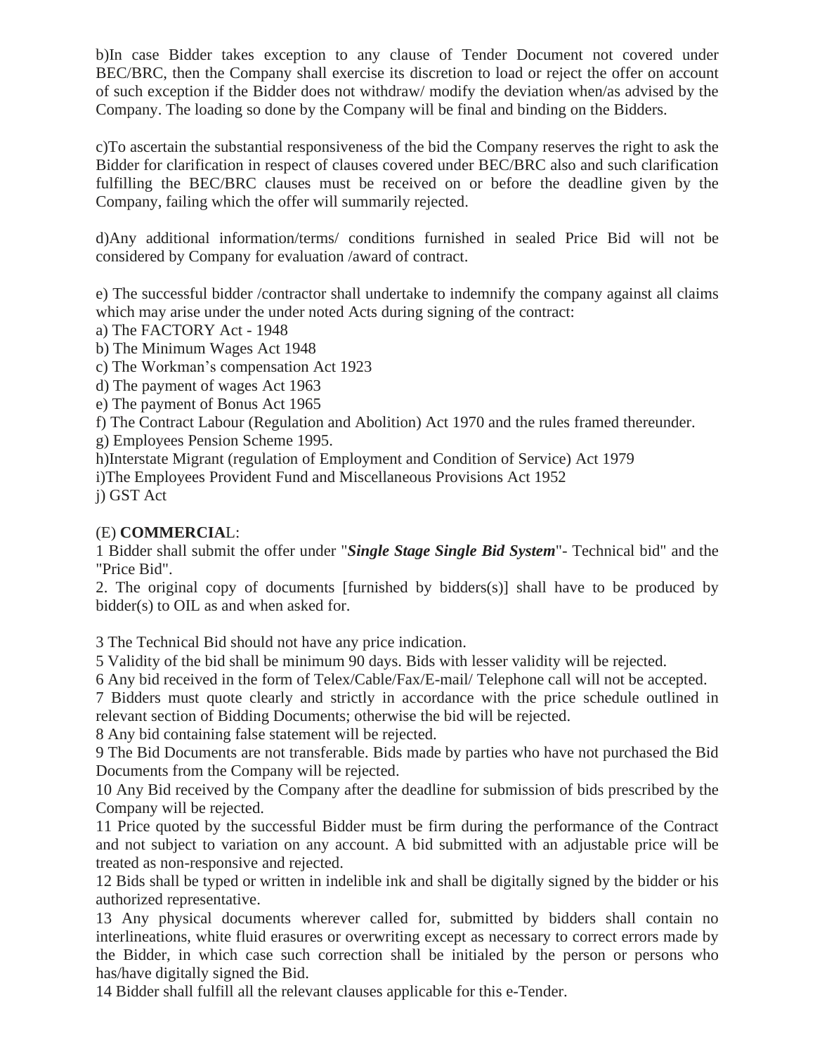b)In case Bidder takes exception to any clause of Tender Document not covered under BEC/BRC, then the Company shall exercise its discretion to load or reject the offer on account of such exception if the Bidder does not withdraw/ modify the deviation when/as advised by the Company. The loading so done by the Company will be final and binding on the Bidders.

c)To ascertain the substantial responsiveness of the bid the Company reserves the right to ask the Bidder for clarification in respect of clauses covered under BEC/BRC also and such clarification fulfilling the BEC/BRC clauses must be received on or before the deadline given by the Company, failing which the offer will summarily rejected.

d)Any additional information/terms/ conditions furnished in sealed Price Bid will not be considered by Company for evaluation /award of contract.

e) The successful bidder /contractor shall undertake to indemnify the company against all claims which may arise under the under noted Acts during signing of the contract:
a) The FACTORY Act - 1948
b) The Minimum Wages Act 1948
c) The Workman's compensation Act 1923
d) The payment of wages Act 1963
e) The payment of Bonus Act 1965
f) The Contract Labour (Regulation and Abolition) Act 1970 and the rules framed thereunder.
g) Employees Pension Scheme 1995.
h)Interstate Migrant (regulation of Employment and Condition of Service) Act 1979
i)The Employees Provident Fund and Miscellaneous Provisions Act 1952
j) GST Act

(E) **COMMERCIA**L:
1 Bidder shall submit the offer under "***Single Stage Single Bid System***"- Technical bid" and the "Price Bid".
2. The original copy of documents [furnished by bidders(s)] shall have to be produced by bidder(s) to OIL as and when asked for.

3 The Technical Bid should not have any price indication.
5 Validity of the bid shall be minimum 90 days. Bids with lesser validity will be rejected.
6 Any bid received in the form of Telex/Cable/Fax/E-mail/ Telephone call will not be accepted.
7 Bidders must quote clearly and strictly in accordance with the price schedule outlined in relevant section of Bidding Documents; otherwise the bid will be rejected.
8 Any bid containing false statement will be rejected.
9 The Bid Documents are not transferable. Bids made by parties who have not purchased the Bid Documents from the Company will be rejected.
10 Any Bid received by the Company after the deadline for submission of bids prescribed by the Company will be rejected.
11 Price quoted by the successful Bidder must be firm during the performance of the Contract and not subject to variation on any account. A bid submitted with an adjustable price will be treated as non-responsive and rejected.
12 Bids shall be typed or written in indelible ink and shall be digitally signed by the bidder or his authorized representative.
13 Any physical documents wherever called for, submitted by bidders shall contain no interlineations, white fluid erasures or overwriting except as necessary to correct errors made by the Bidder, in which case such correction shall be initialed by the person or persons who has/have digitally signed the Bid.
14 Bidder shall fulfill all the relevant clauses applicable for this e-Tender.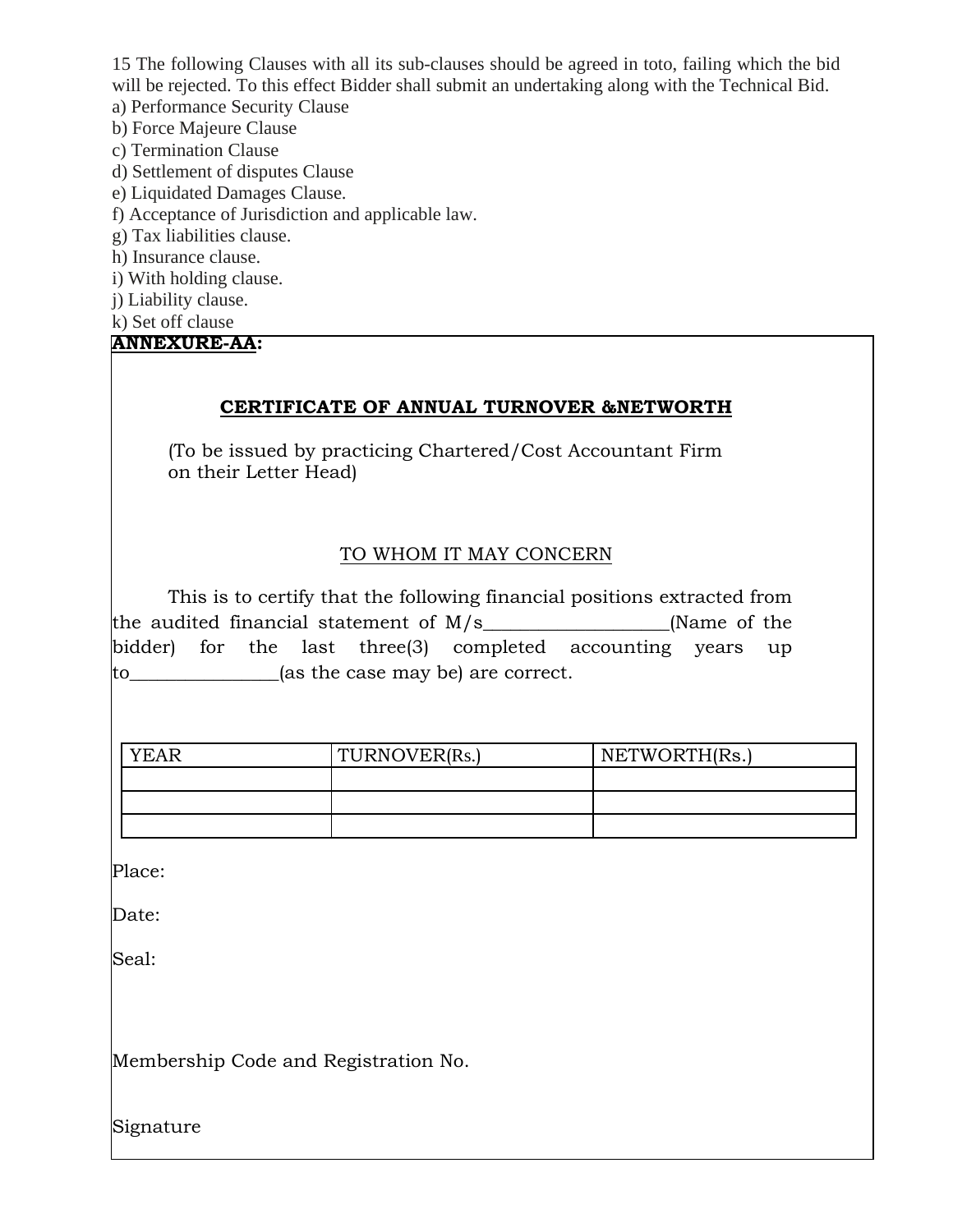15 The following Clauses with all its sub-clauses should be agreed in toto, failing which the bid will be rejected. To this effect Bidder shall submit an undertaking along with the Technical Bid.

a) Performance Security Clause
b) Force Majeure Clause
c) Termination Clause
d) Settlement of disputes Clause
e) Liquidated Damages Clause.
f) Acceptance of Jurisdiction and applicable law.
g) Tax liabilities clause.
h) Insurance clause.
i) With holding clause.
j) Liability clause.
k) Set off clause

**ANNEXURE-AA:**

## CERTIFICATE OF ANNUAL TURNOVER &NETWORTH

(To be issued by practicing Chartered/Cost Accountant Firm on their Letter Head)

TO WHOM IT MAY CONCERN

This is to certify that the following financial positions extracted from the audited financial statement of M/s___________________(Name of the bidder) for the last three(3) completed accounting years up to_______________(as the case may be) are correct.

| YEAR | TURNOVER(Rs.) | NETWORTH(Rs.) |
|---|---|---|
| | | |
| | | |
| | | |

Place:

Date:

Seal:

Membership Code and Registration No.

Signature